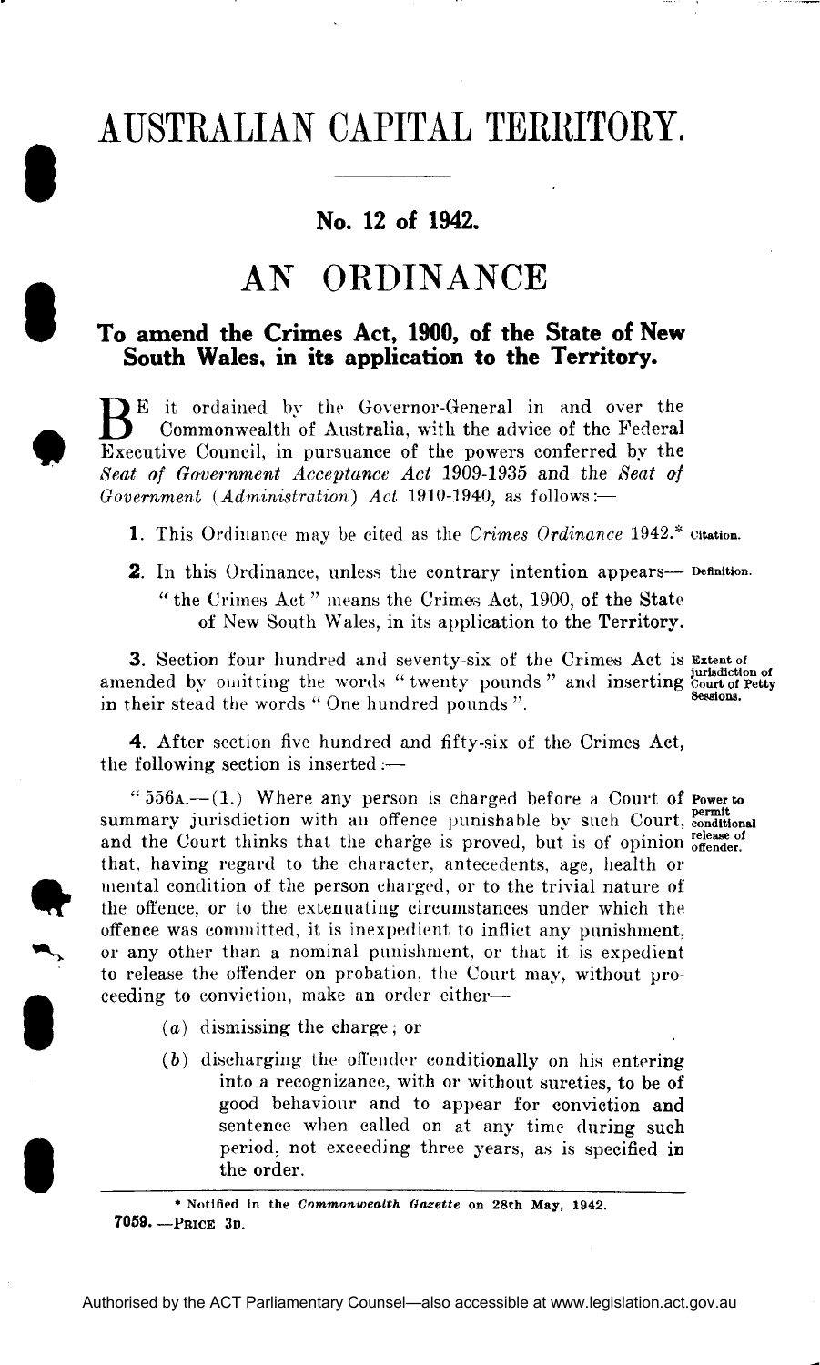# AUSTRALIAN CAPITAL TERRITORY.

## No. 12 of 1942.

# AN ORDINANCE

## To amend the Crimes Act, 1900, of the State of New South Wales, in its application to the Territory.

BE it ordained by the Governor-General in and over the Commonwealth of Australia, with the advice of the Federal Executive Council, in pursuance of the powers conferred by the *Seat of Government Acceptance Act* 1909-1935 and the *Seat of Government (Administration) Act* 1910-1940, as follows:—

**1.** This Ordinance may be cited as the *Crimes Ordinance* 1942.* Citation.

**2.** In this Ordinance, unless the contrary intention appears— Definition.

"the Crimes Act" means the Crimes Act, 1900, of the State of New South Wales, in its application to the Territory.

**3.** Section four hundred and seventy-six of the Crimes Act is amended by omitting the words "twenty pounds" and inserting in their stead the words "One hundred pounds". Extent of jurisdiction of Court of Petty Sessions.

**4.** After section five hundred and fifty-six of the Crimes Act, the following section is inserted:—

"556A.—(1.) Where any person is charged before a Court of summary jurisdiction with an offence punishable by such Court, and the Court thinks that the charge is proved, but is of opinion that, having regard to the character, antecedents, age, health or mental condition of the person charged, or to the trivial nature of the offence, or to the extenuating circumstances under which the offence was committed, it is inexpedient to inflict any punishment, or any other than a nominal punishment, or that it is expedient to release the offender on probation, the Court may, without proceeding to conviction, make an order either— Power to permit conditional release of offender.

(*a*) dismissing the charge; or

(*b*) discharging the offender conditionally on his entering into a recognizance, with or without sureties, to be of good behaviour and to appear for conviction and sentence when called on at any time during such period, not exceeding three years, as is specified in the order.

---

\* Notified in the *Commonwealth Gazette* on 28th May, 1942.

**7059.—PRICE 3D.**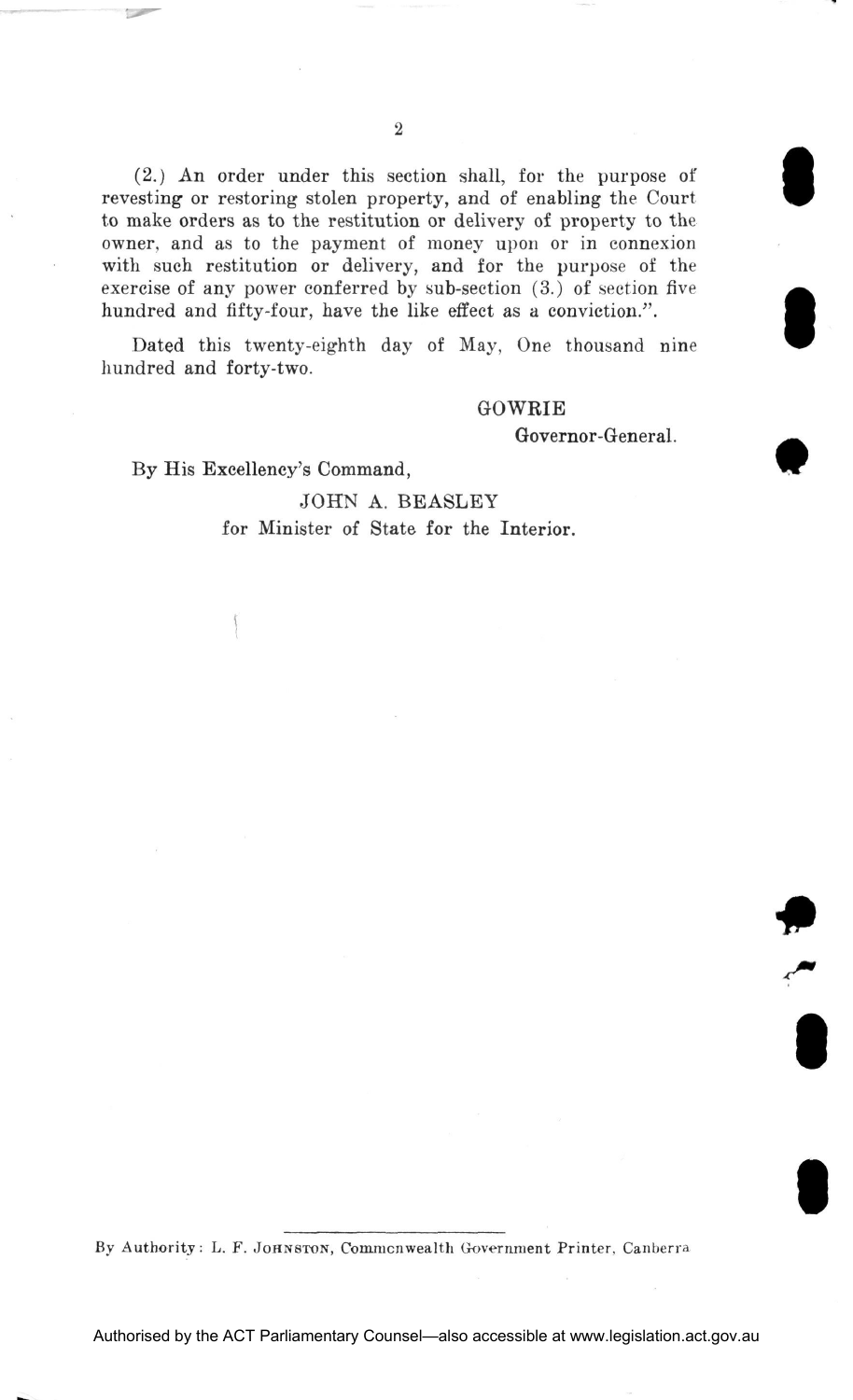(2.) An order under this section shall, for the purpose of revesting or restoring stolen property, and of enabling the Court to make orders as to the restitution or delivery of property to the owner, and as to the payment of money upon or in connexion with such restitution or delivery, and for the purpose of the exercise of any power conferred by sub-section (3.) of section five hundred and fifty-four, have the like effect as a conviction.".

Dated this twenty-eighth day of May, One thousand nine hundred and forty-two.

GOWRIE
Governor-General.

By His Excellency's Command,

JOHN A. BEASLEY
for Minister of State for the Interior.

By Authority: L. F. JOHNSTON, Commonwealth Government Printer, Canberra

Authorised by the ACT Parliamentary Counsel—also accessible at www.legislation.act.gov.au